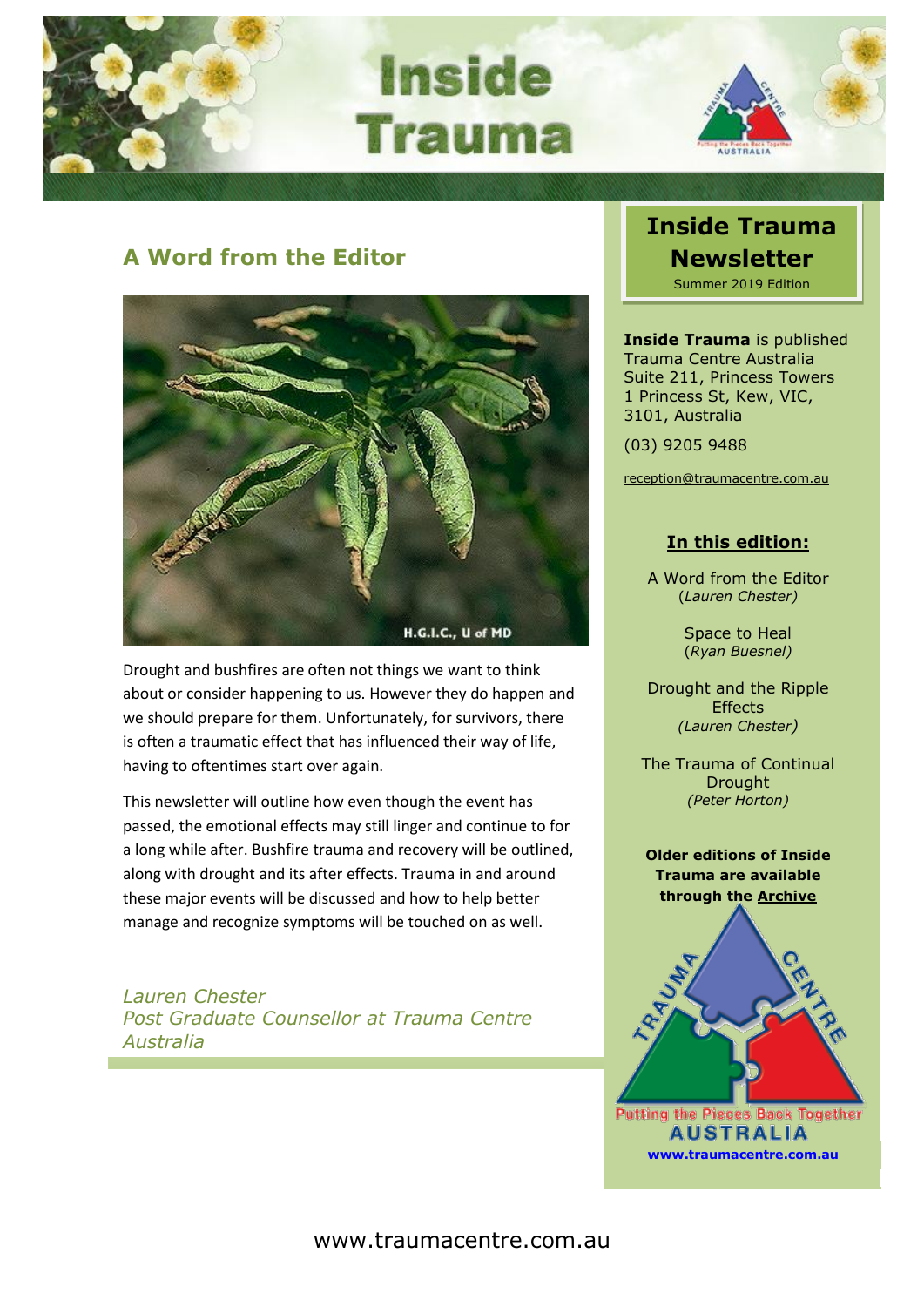# Inside Trauma

## A Word from the Editor

Drought and bushfires are often not things we want to think about or consider happening to us. However they do happen and we should prepare for them. Unfortunately, for survivors, there is often a traumatic effect that has influenced their way of life, having to oftentimes start over again.

This newsletter will outline how even though the event has passed, the emotional effects may still linger and continue to for a long while after. Bushfire trauma and recovery will be outlined, along with drought and its after effects. Trauma in and around these major events will be discussed and how to help better manage and recognize symptoms will be touched on as well.

*Lauren Chester*
*Post Graduate Counsellor at Trauma Centre Australia*

## Inside Trauma Newsletter

Summer 2019 Edition

**Inside Trauma** is published Trauma Centre Australia
Suite 211, Princess Towers
1 Princess St, Kew, VIC, 3101, Australia

(03) 9205 9488

reception@traumacentre.com.au

### In this edition:

A Word from the Editor
(*Lauren Chester)*

Space to Heal
(*Ryan Buesnel)*

Drought and the Ripple Effects
*(Lauren Chester)*

The Trauma of Continual Drought
*(Peter Horton)*

**Older editions of Inside Trauma are available through the Archive**

Putting the Pieces Back Together
AUSTRALIA

**www.traumacentre.com.au**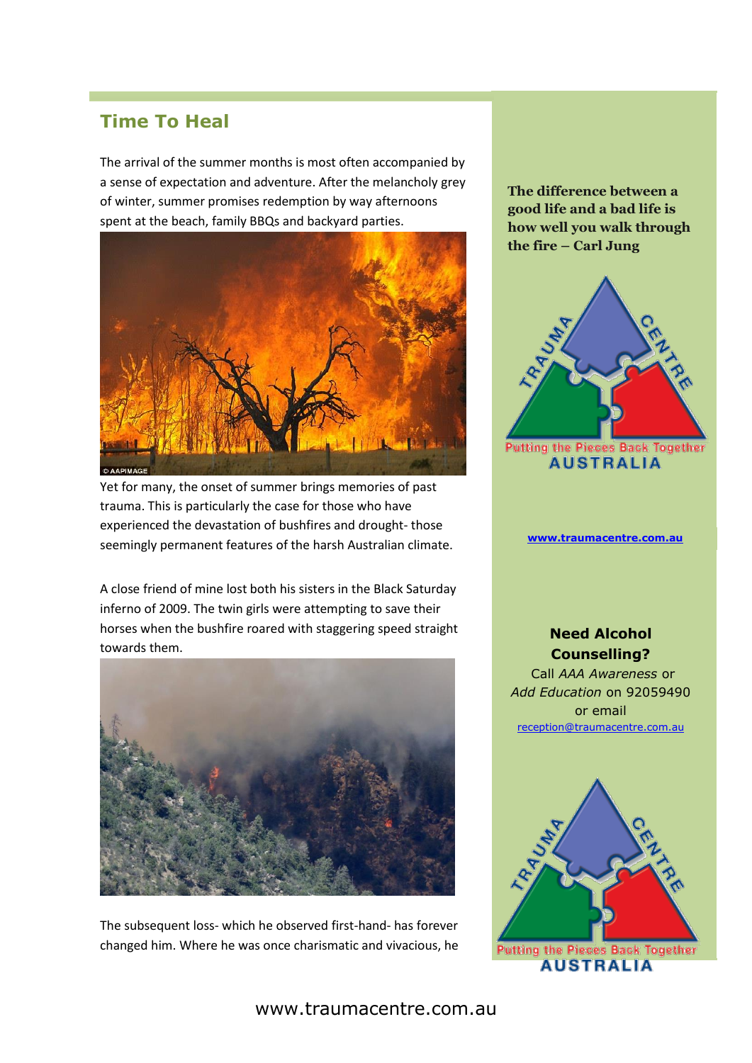## Time To Heal

The arrival of the summer months is most often accompanied by a sense of expectation and adventure. After the melancholy grey of winter, summer promises redemption by way afternoons spent at the beach, family BBQs and backyard parties.

Yet for many, the onset of summer brings memories of past trauma. This is particularly the case for those who have experienced the devastation of bushfires and drought- those seemingly permanent features of the harsh Australian climate.

A close friend of mine lost both his sisters in the Black Saturday inferno of 2009. The twin girls were attempting to save their horses when the bushfire roared with staggering speed straight towards them.

The subsequent loss- which he observed first-hand- has forever changed him. Where he was once charismatic and vivacious, he

**The difference between a good life and a bad life is how well you walk through the fire – Carl Jung**

TRAUMA CENTRE
Putting the Pieces Back Together
AUSTRALIA

www.traumacentre.com.au

**Need Alcohol Counselling?**

Call *AAA Awareness* or *Add Education* on 92059490 or email reception@traumacentre.com.au

TRAUMA CENTRE
Putting the Pieces Back Together
AUSTRALIA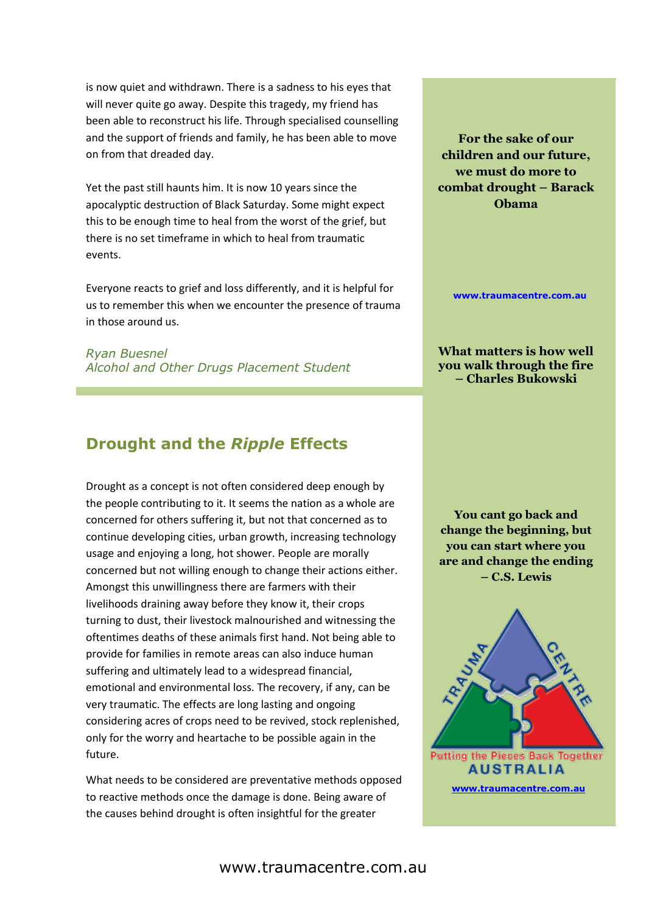is now quiet and withdrawn. There is a sadness to his eyes that will never quite go away. Despite this tragedy, my friend has been able to reconstruct his life. Through specialised counselling and the support of friends and family, he has been able to move on from that dreaded day.

Yet the past still haunts him. It is now 10 years since the apocalyptic destruction of Black Saturday. Some might expect this to be enough time to heal from the worst of the grief, but there is no set timeframe in which to heal from traumatic events.

Everyone reacts to grief and loss differently, and it is helpful for us to remember this when we encounter the presence of trauma in those around us.

*Ryan Buesnel*
*Alcohol and Other Drugs Placement Student*

## Drought and the *Ripple* Effects

Drought as a concept is not often considered deep enough by the people contributing to it. It seems the nation as a whole are concerned for others suffering it, but not that concerned as to continue developing cities, urban growth, increasing technology usage and enjoying a long, hot shower. People are morally concerned but not willing enough to change their actions either. Amongst this unwillingness there are farmers with their livelihoods draining away before they know it, their crops turning to dust, their livestock malnourished and witnessing the oftentimes deaths of these animals first hand. Not being able to provide for families in remote areas can also induce human suffering and ultimately lead to a widespread financial, emotional and environmental loss. The recovery, if any, can be very traumatic. The effects are long lasting and ongoing considering acres of crops need to be revived, stock replenished, only for the worry and heartache to be possible again in the future.

What needs to be considered are preventative methods opposed to reactive methods once the damage is done. Being aware of the causes behind drought is often insightful for the greater

**For the sake of our children and our future, we must do more to combat drought – Barack Obama**

**www.traumacentre.com.au**

**What matters is how well you walk through the fire – Charles Bukowski**

**You cant go back and change the beginning, but you can start where you are and change the ending – C.S. Lewis**

TRAUMA CENTRE
Putting the Pieces Back Together
AUSTRALIA

www.traumacentre.com.au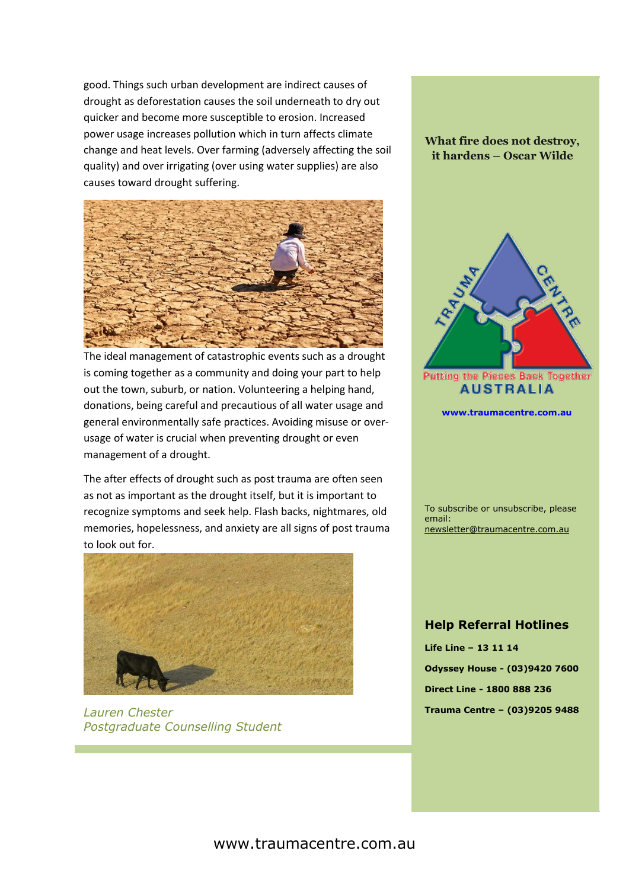good. Things such urban development are indirect causes of drought as deforestation causes the soil underneath to dry out quicker and become more susceptible to erosion. Increased power usage increases pollution which in turn affects climate change and heat levels. Over farming (adversely affecting the soil quality) and over irrigating (over using water supplies) are also causes toward drought suffering.

The ideal management of catastrophic events such as a drought is coming together as a community and doing your part to help out the town, suburb, or nation. Volunteering a helping hand, donations, being careful and precautious of all water usage and general environmentally safe practices. Avoiding misuse or over-usage of water is crucial when preventing drought or even management of a drought.

The after effects of drought such as post trauma are often seen as not as important as the drought itself, but it is important to recognize symptoms and seek help. Flash backs, nightmares, old memories, hopelessness, and anxiety are all signs of post trauma to look out for.

*Lauren Chester*
*Postgraduate Counselling Student*

**What fire does not destroy, it hardens – Oscar Wilde**

TRAUMA CENTRE
Putting the Pieces Back Together
AUSTRALIA

**www.traumacentre.com.au**

To subscribe or unsubscribe, please email: newsletter@traumacentre.com.au

## Help Referral Hotlines

**Life Line – 13 11 14**

**Odyssey House - (03)9420 7600**

**Direct Line - 1800 888 236**

**Trauma Centre – (03)9205 9488**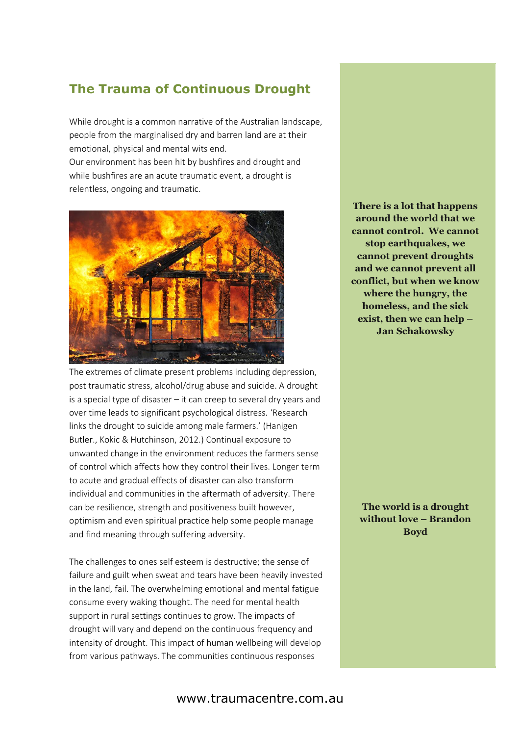## The Trauma of Continuous Drought

While drought is a common narrative of the Australian landscape, people from the marginalised dry and barren land are at their emotional, physical and mental wits end.
Our environment has been hit by bushfires and drought and while bushfires are an acute traumatic event, a drought is relentless, ongoing and traumatic.

The extremes of climate present problems including depression, post traumatic stress, alcohol/drug abuse and suicide. A drought is a special type of disaster – it can creep to several dry years and over time leads to significant psychological distress. 'Research links the drought to suicide among male farmers.' (Hanigen Butler., Kokic & Hutchinson, 2012.) Continual exposure to unwanted change in the environment reduces the farmers sense of control which affects how they control their lives. Longer term to acute and gradual effects of disaster can also transform individual and communities in the aftermath of adversity. There can be resilience, strength and positiveness built however, optimism and even spiritual practice help some people manage and find meaning through suffering adversity.

The challenges to ones self esteem is destructive; the sense of failure and guilt when sweat and tears have been heavily invested in the land, fail. The overwhelming emotional and mental fatigue consume every waking thought. The need for mental health support in rural settings continues to grow. The impacts of drought will vary and depend on the continuous frequency and intensity of drought. This impact of human wellbeing will develop from various pathways. The communities continuous responses

**There is a lot that happens around the world that we cannot control. We cannot stop earthquakes, we cannot prevent droughts and we cannot prevent all conflict, but when we know where the hungry, the homeless, and the sick exist, then we can help – Jan Schakowsky**

**The world is a drought without love – Brandon Boyd**

www.traumacentre.com.au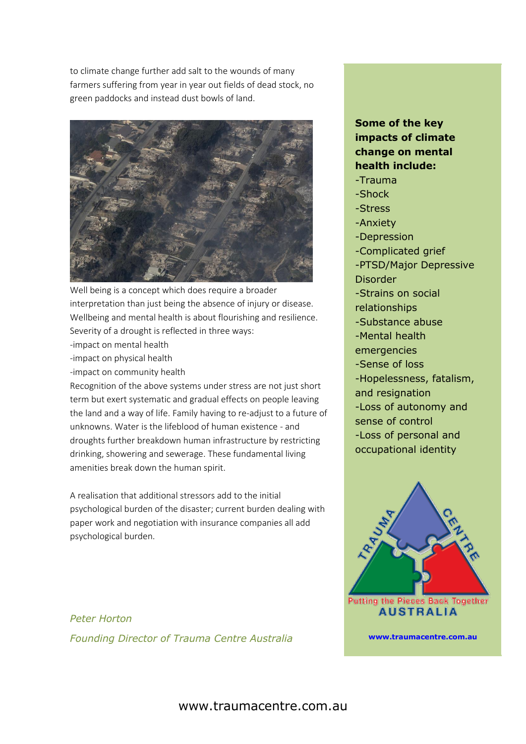to climate change further add salt to the wounds of many farmers suffering from year in year out fields of dead stock, no green paddocks and instead dust bowls of land.

Well being is a concept which does require a broader interpretation than just being the absence of injury or disease. Wellbeing and mental health is about flourishing and resilience. Severity of a drought is reflected in three ways:

-impact on mental health
-impact on physical health
-impact on community health

Recognition of the above systems under stress are not just short term but exert systematic and gradual effects on people leaving the land and a way of life. Family having to re-adjust to a future of unknowns. Water is the lifeblood of human existence - and droughts further breakdown human infrastructure by restricting drinking, showering and sewerage. These fundamental living amenities break down the human spirit.

A realisation that additional stressors add to the initial psychological burden of the disaster; current burden dealing with paper work and negotiation with insurance companies all add psychological burden.

*Peter Horton*

*Founding Director of Trauma Centre Australia*

**Some of the key impacts of climate change on mental health include:**

-Trauma
-Shock
-Stress
-Anxiety
-Depression
-Complicated grief
-PTSD/Major Depressive Disorder
-Strains on social relationships
-Substance abuse
-Mental health emergencies
-Sense of loss
-Hopelessness, fatalism, and resignation
-Loss of autonomy and sense of control
-Loss of personal and occupational identity

TRAUMA CENTRE
Putting the Pieces Back Together
AUSTRALIA

**www.traumacentre.com.au**

www.traumacentre.com.au